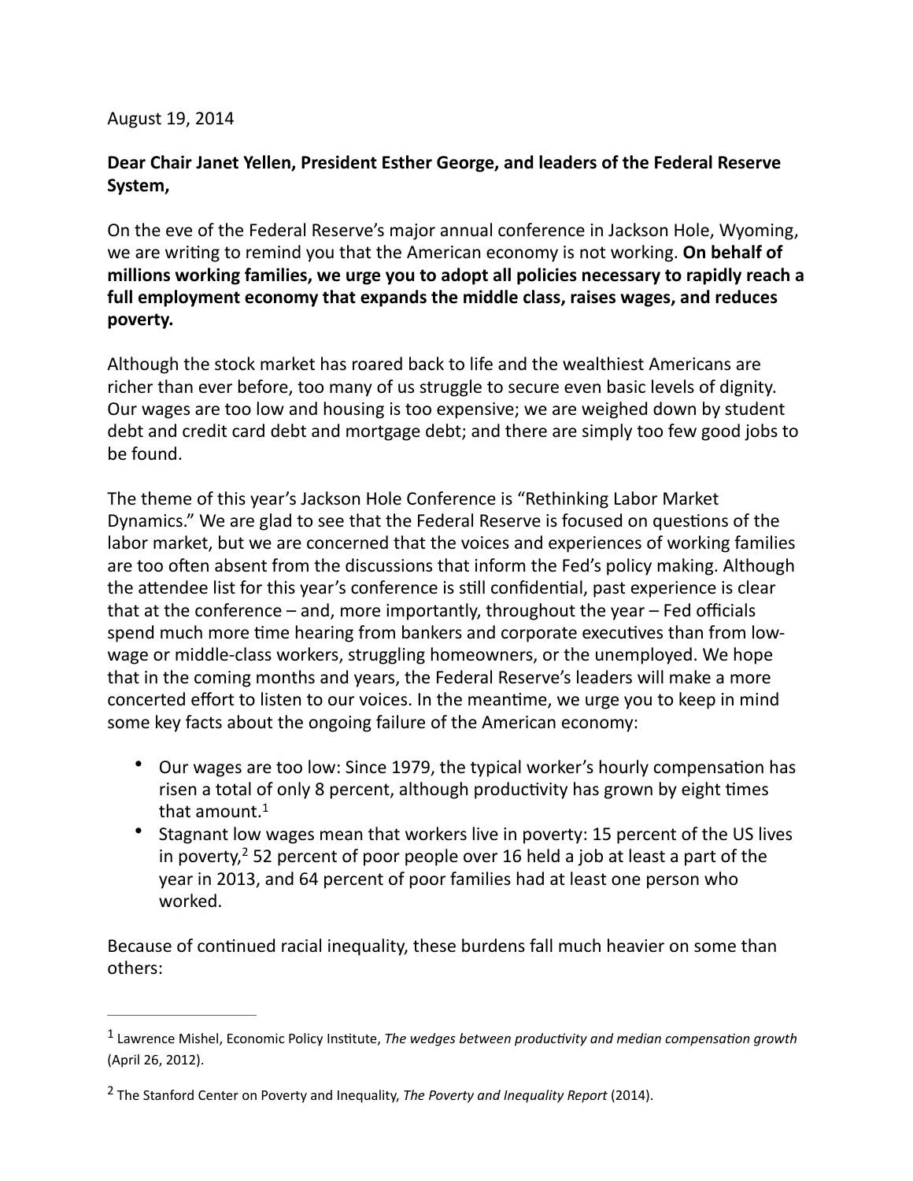August 19, 2014

**Dear Chair Janet Yellen, President Esther George, and leaders of the Federal Reserve System,**

On the eve of the Federal Reserve's major annual conference in Jackson Hole, Wyoming, we are writing to remind you that the American economy is not working. **On behalf of millions working families, we urge you to adopt all policies necessary to rapidly reach a full employment economy that expands the middle class, raises wages, and reduces poverty.**

Although the stock market has roared back to life and the wealthiest Americans are richer than ever before, too many of us struggle to secure even basic levels of dignity. Our wages are too low and housing is too expensive; we are weighed down by student debt and credit card debt and mortgage debt; and there are simply too few good jobs to be found.

The theme of this year's Jackson Hole Conference is "Rethinking Labor Market Dynamics." We are glad to see that the Federal Reserve is focused on questions of the labor market, but we are concerned that the voices and experiences of working families are too often absent from the discussions that inform the Fed's policy making. Although the attendee list for this year's conference is still confidential, past experience is clear that at the conference – and, more importantly, throughout the year – Fed officials spend much more time hearing from bankers and corporate executives than from low-wage or middle-class workers, struggling homeowners, or the unemployed. We hope that in the coming months and years, the Federal Reserve's leaders will make a more concerted effort to listen to our voices. In the meantime, we urge you to keep in mind some key facts about the ongoing failure of the American economy:

- Our wages are too low: Since 1979, the typical worker's hourly compensation has risen a total of only 8 percent, although productivity has grown by eight times that amount.[1]
- Stagnant low wages mean that workers live in poverty: 15 percent of the US lives in poverty,[2] 52 percent of poor people over 16 held a job at least a part of the year in 2013, and 64 percent of poor families had at least one person who worked.

Because of continued racial inequality, these burdens fall much heavier on some than others:

---

[1] Lawrence Mishel, Economic Policy Institute, *The wedges between productivity and median compensation growth* (April 26, 2012).

[2] The Stanford Center on Poverty and Inequality, *The Poverty and Inequality Report* (2014).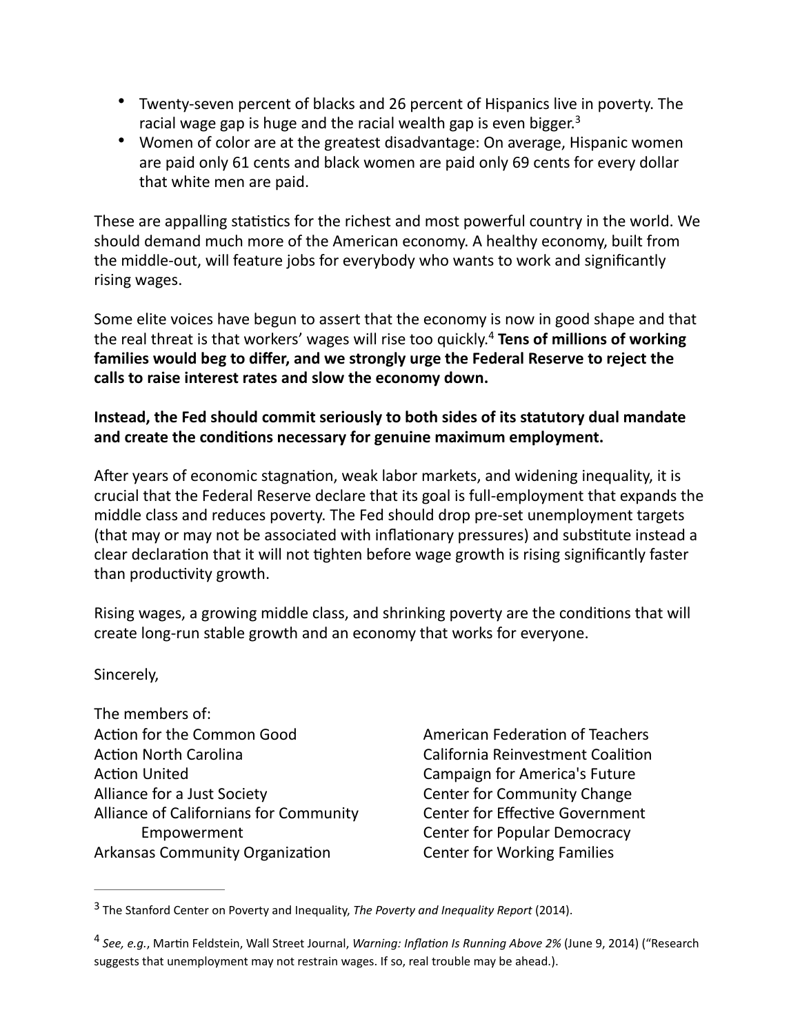- Twenty-seven percent of blacks and 26 percent of Hispanics live in poverty. The racial wage gap is huge and the racial wealth gap is even bigger.[3]
- Women of color are at the greatest disadvantage: On average, Hispanic women are paid only 61 cents and black women are paid only 69 cents for every dollar that white men are paid.

These are appalling statistics for the richest and most powerful country in the world. We should demand much more of the American economy. A healthy economy, built from the middle-out, will feature jobs for everybody who wants to work and significantly rising wages.

Some elite voices have begun to assert that the economy is now in good shape and that the real threat is that workers' wages will rise too quickly.[4] **Tens of millions of working families would beg to differ, and we strongly urge the Federal Reserve to reject the calls to raise interest rates and slow the economy down.**

**Instead, the Fed should commit seriously to both sides of its statutory dual mandate and create the conditions necessary for genuine maximum employment.**

After years of economic stagnation, weak labor markets, and widening inequality, it is crucial that the Federal Reserve declare that its goal is full-employment that expands the middle class and reduces poverty. The Fed should drop pre-set unemployment targets (that may or may not be associated with inflationary pressures) and substitute instead a clear declaration that it will not tighten before wage growth is rising significantly faster than productivity growth.

Rising wages, a growing middle class, and shrinking poverty are the conditions that will create long-run stable growth and an economy that works for everyone.

Sincerely,

The members of:

Action for the Common Good
Action North Carolina
Action United
Alliance for a Just Society
Alliance of Californians for Community Empowerment
Arkansas Community Organization
American Federation of Teachers
California Reinvestment Coalition
Campaign for America's Future
Center for Community Change
Center for Effective Government
Center for Popular Democracy
Center for Working Families

---

[3] The Stanford Center on Poverty and Inequality, *The Poverty and Inequality Report* (2014).

[4] *See, e.g.*, Martin Feldstein, Wall Street Journal, *Warning: Inflation Is Running Above 2%* (June 9, 2014) ("Research suggests that unemployment may not restrain wages. If so, real trouble may be ahead.).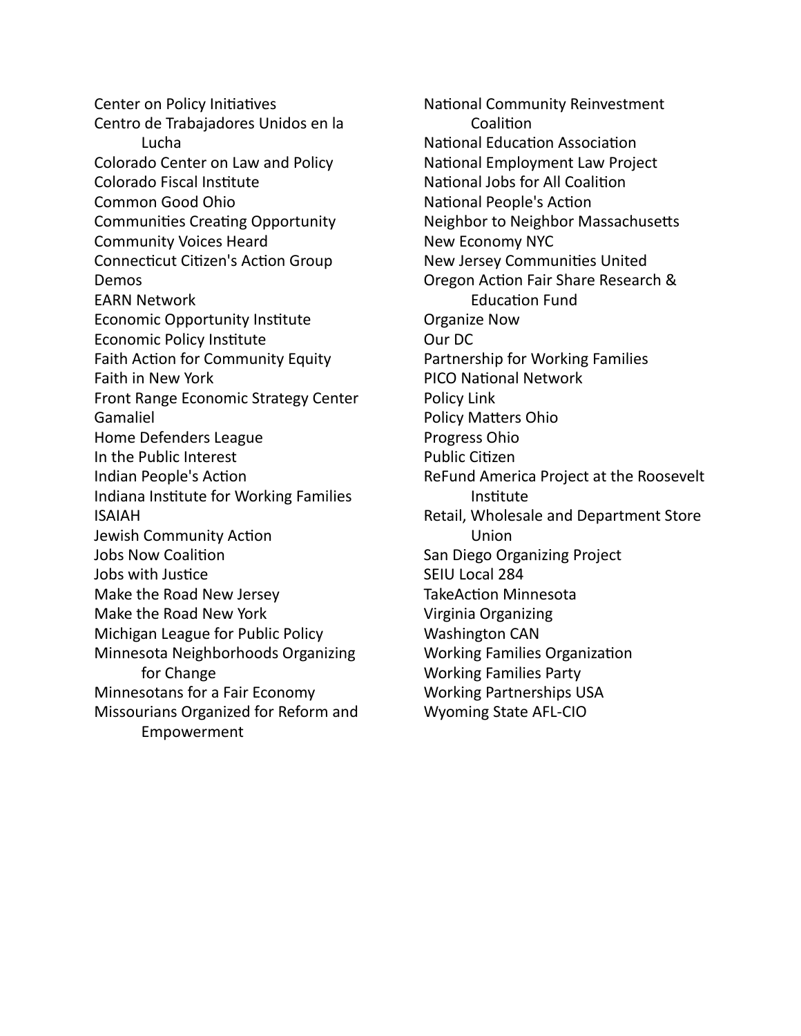Center on Policy Initiatives
Centro de Trabajadores Unidos en la Lucha
Colorado Center on Law and Policy
Colorado Fiscal Institute
Common Good Ohio
Communities Creating Opportunity
Community Voices Heard
Connecticut Citizen's Action Group
Demos
EARN Network
Economic Opportunity Institute
Economic Policy Institute
Faith Action for Community Equity
Faith in New York
Front Range Economic Strategy Center
Gamaliel
Home Defenders League
In the Public Interest
Indian People's Action
Indiana Institute for Working Families
ISAIAH
Jewish Community Action
Jobs Now Coalition
Jobs with Justice
Make the Road New Jersey
Make the Road New York
Michigan League for Public Policy
Minnesota Neighborhoods Organizing for Change
Minnesotans for a Fair Economy
Missourians Organized for Reform and Empowerment
National Community Reinvestment Coalition
National Education Association
National Employment Law Project
National Jobs for All Coalition
National People's Action
Neighbor to Neighbor Massachusetts
New Economy NYC
New Jersey Communities United
Oregon Action Fair Share Research & Education Fund
Organize Now
Our DC
Partnership for Working Families
PICO National Network
Policy Link
Policy Matters Ohio
Progress Ohio
Public Citizen
ReFund America Project at the Roosevelt Institute
Retail, Wholesale and Department Store Union
San Diego Organizing Project
SEIU Local 284
TakeAction Minnesota
Virginia Organizing
Washington CAN
Working Families Organization
Working Families Party
Working Partnerships USA
Wyoming State AFL-CIO